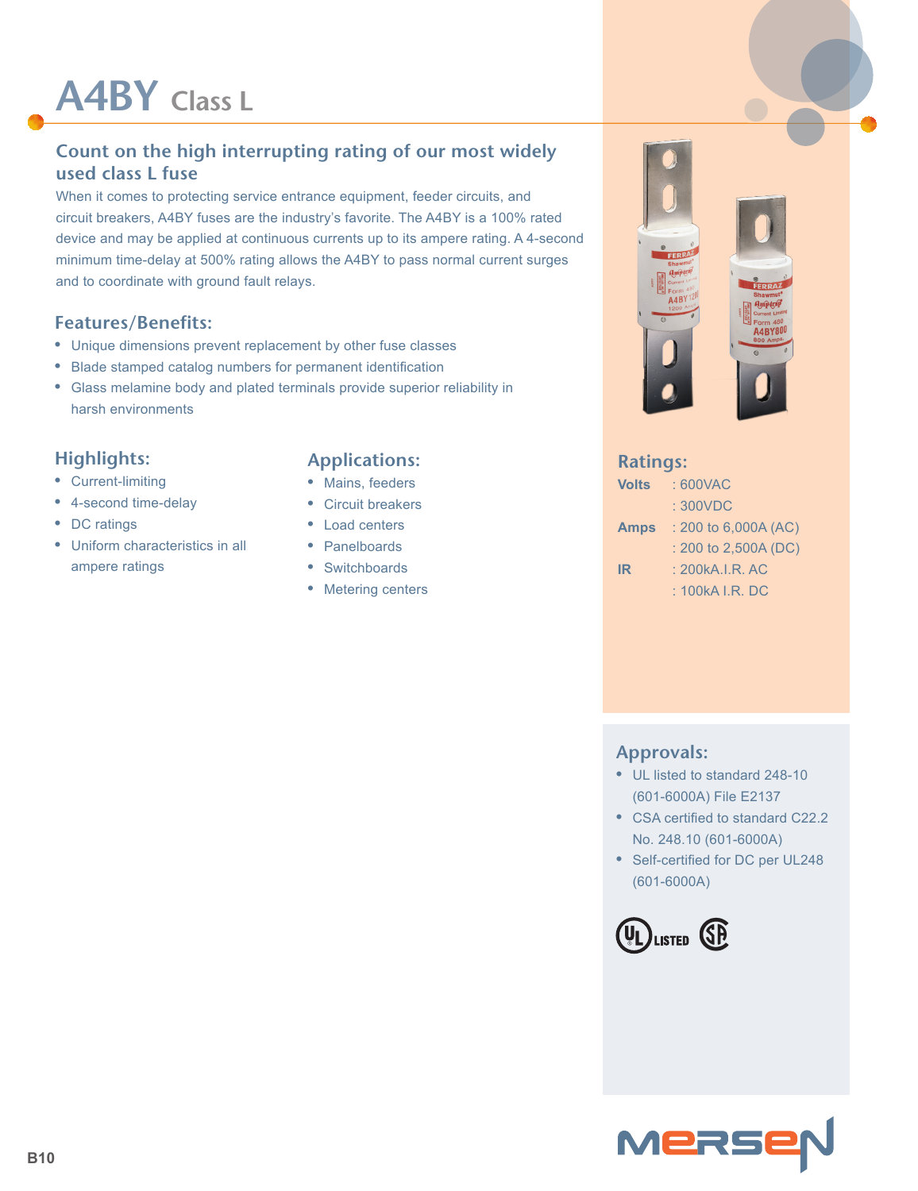# A4BY Class L

## Count on the high interrupting rating of our most widely used class L fuse

When it comes to protecting service entrance equipment, feeder circuits, and circuit breakers, A4BY fuses are the industry's favorite. The A4BY is a 100% rated device and may be applied at continuous currents up to its ampere rating. A 4-second minimum time-delay at 500% rating allows the A4BY to pass normal current surges and to coordinate with ground fault relays.

### Features/Benefits:

- Unique dimensions prevent replacement by other fuse classes
- Blade stamped catalog numbers for permanent identification
- Glass melamine body and plated terminals provide superior reliability in harsh environments

### Highlights:

- Current-limiting
- 4-second time-delay
- DC ratings
- Uniform characteristics in all ampere ratings

### Applications:

- Mains, feeders
- Circuit breakers
- Load centers
- Panelboards
- Switchboards
- Metering centers

### Ratings:

| | |
|---|---|
| **Volts** | : 600VAC |
| | : 300VDC |
| **Amps** | : 200 to 6,000A (AC) |
| | : 200 to 2,500A (DC) |
| **IR** | : 200kA.I.R. AC |
| | : 100kA I.R. DC |

### Approvals:

- UL listed to standard 248-10 (601-6000A) File E2137
- CSA certified to standard C22.2 No. 248.10 (601-6000A)
- Self-certified for DC per UL248 (601-6000A)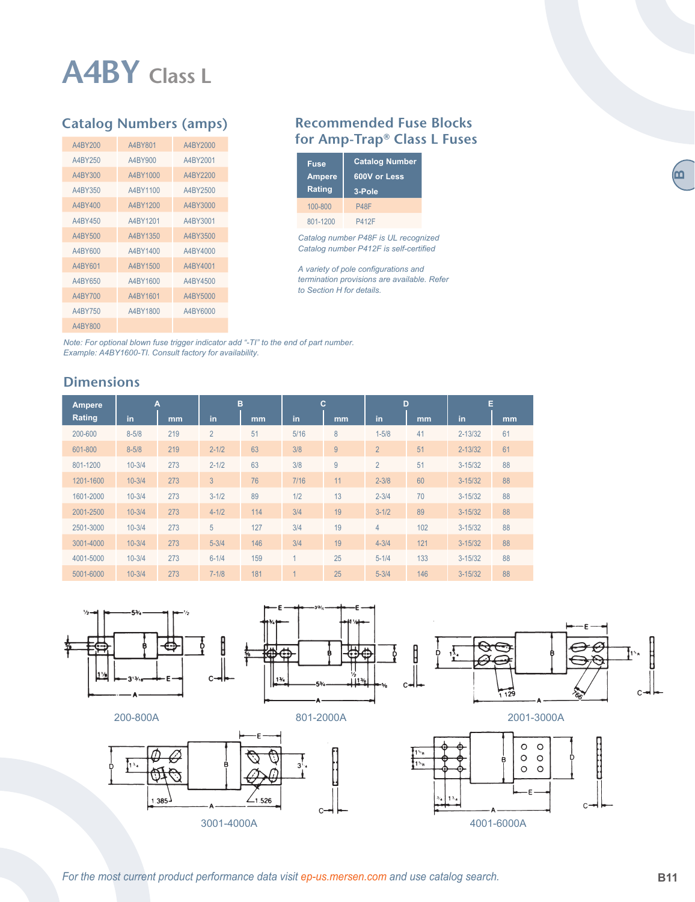# A4BY Class L

## Catalog Numbers (amps)

| | | |
|---|---|---|
| A4BY200 | A4BY801 | A4BY2000 |
| A4BY250 | A4BY900 | A4BY2001 |
| A4BY300 | A4BY1000 | A4BY2200 |
| A4BY350 | A4BY1100 | A4BY2500 |
| A4BY400 | A4BY1200 | A4BY3000 |
| A4BY450 | A4BY1201 | A4BY3001 |
| A4BY500 | A4BY1350 | A4BY3500 |
| A4BY600 | A4BY1400 | A4BY4000 |
| A4BY601 | A4BY1500 | A4BY4001 |
| A4BY650 | A4BY1600 | A4BY4500 |
| A4BY700 | A4BY1601 | A4BY5000 |
| A4BY750 | A4BY1800 | A4BY6000 |
| A4BY800 | | |

*Note: For optional blown fuse trigger indicator add "-TI" to the end of part number. Example: A4BY1600-TI. Consult factory for availability.*

## Recommended Fuse Blocks for Amp-Trap® Class L Fuses

| Fuse Ampere Rating | Catalog Number 600V or Less 3-Pole |
|---|---|
| 100-800 | P48F |
| 801-1200 | P412F |

*Catalog number P48F is UL recognized*
*Catalog number P412F is self-certified*

*A variety of pole configurations and termination provisions are available. Refer to Section H for details.*

## Dimensions

| Ampere Rating | A | | B | | C | | D | | E | |
|---|---|---|---|---|---|---|---|---|---|---|
| | in | mm | in | mm | in | mm | in | mm | in | mm |
| 200-600 | 8-5/8 | 219 | 2 | 51 | 5/16 | 8 | 1-5/8 | 41 | 2-13/32 | 61 |
| 601-800 | 8-5/8 | 219 | 2-1/2 | 63 | 3/8 | 9 | 2 | 51 | 2-13/32 | 61 |
| 801-1200 | 10-3/4 | 273 | 2-1/2 | 63 | 3/8 | 9 | 2 | 51 | 3-15/32 | 88 |
| 1201-1600 | 10-3/4 | 273 | 3 | 76 | 7/16 | 11 | 2-3/8 | 60 | 3-15/32 | 88 |
| 1601-2000 | 10-3/4 | 273 | 3-1/2 | 89 | 1/2 | 13 | 2-3/4 | 70 | 3-15/32 | 88 |
| 2001-2500 | 10-3/4 | 273 | 4-1/2 | 114 | 3/4 | 19 | 3-1/2 | 89 | 3-15/32 | 88 |
| 2501-3000 | 10-3/4 | 273 | 5 | 127 | 3/4 | 19 | 4 | 102 | 3-15/32 | 88 |
| 3001-4000 | 10-3/4 | 273 | 5-3/4 | 146 | 3/4 | 19 | 4-3/4 | 121 | 3-15/32 | 88 |
| 4001-5000 | 10-3/4 | 273 | 6-1/4 | 159 | 1 | 25 | 5-1/4 | 133 | 3-15/32 | 88 |
| 5001-6000 | 10-3/4 | 273 | 7-1/8 | 181 | 1 | 25 | 5-3/4 | 146 | 3-15/32 | 88 |

200-800A

801-2000A

2001-3000A

3001-4000A

4001-6000A

*For the most current product performance data visit ep-us.mersen.com and use catalog search.*